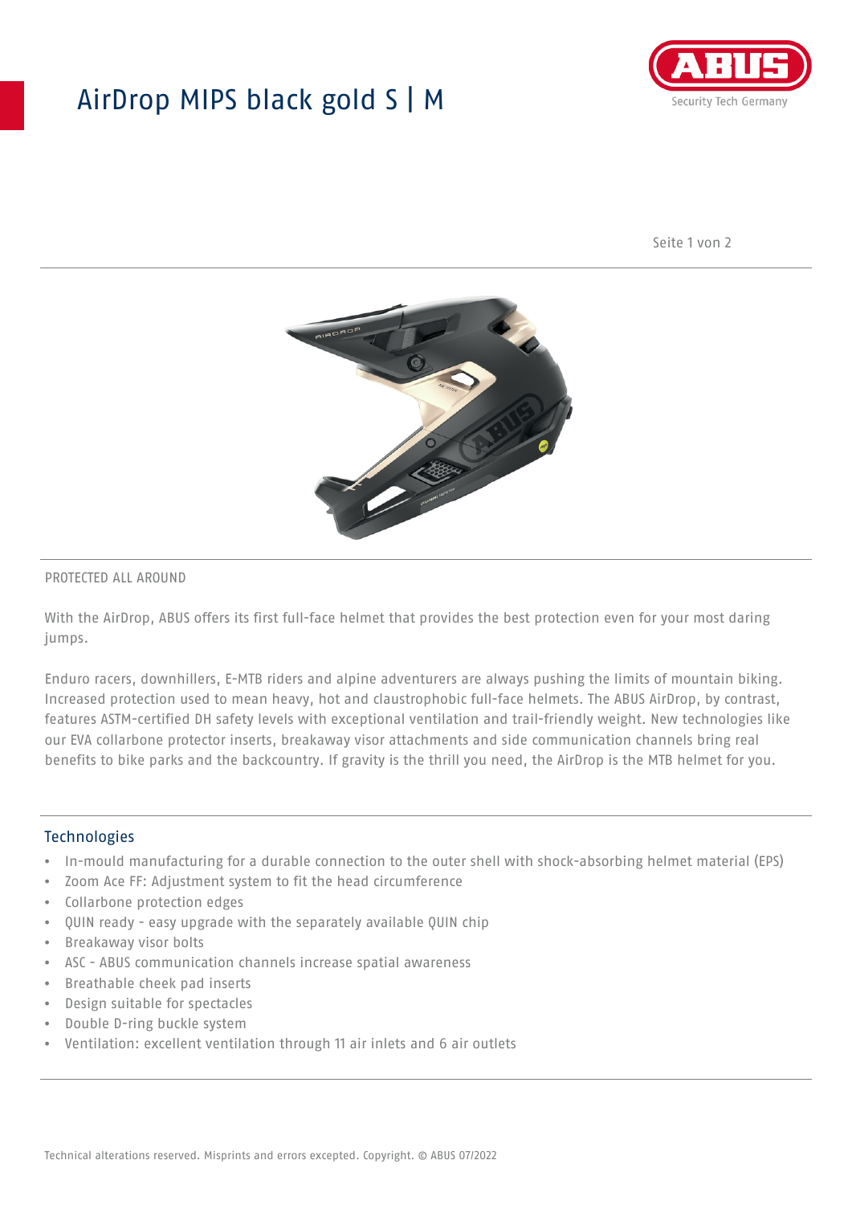# AirDrop MIPS black gold S | M

PROTECTED ALL AROUND

With the AirDrop, ABUS offers its first full-face helmet that provides the best protection even for your most daring jumps.

Enduro racers, downhillers, E-MTB riders and alpine adventurers are always pushing the limits of mountain biking. Increased protection used to mean heavy, hot and claustrophobic full-face helmets. The ABUS AirDrop, by contrast, features ASTM-certified DH safety levels with exceptional ventilation and trail-friendly weight. New technologies like our EVA collarbone protector inserts, breakaway visor attachments and side communication channels bring real benefits to bike parks and the backcountry. If gravity is the thrill you need, the AirDrop is the MTB helmet for you.

## Technologies

- In-mould manufacturing for a durable connection to the outer shell with shock-absorbing helmet material (EPS)
- Zoom Ace FF: Adjustment system to fit the head circumference
- Collarbone protection edges
- QUIN ready - easy upgrade with the separately available QUIN chip
- Breakaway visor bolts
- ASC - ABUS communication channels increase spatial awareness
- Breathable cheek pad inserts
- Design suitable for spectacles
- Double D-ring buckle system
- Ventilation: excellent ventilation through 11 air inlets and 6 air outlets

Technical alterations reserved. Misprints and errors excepted. Copyright. © ABUS 07/2022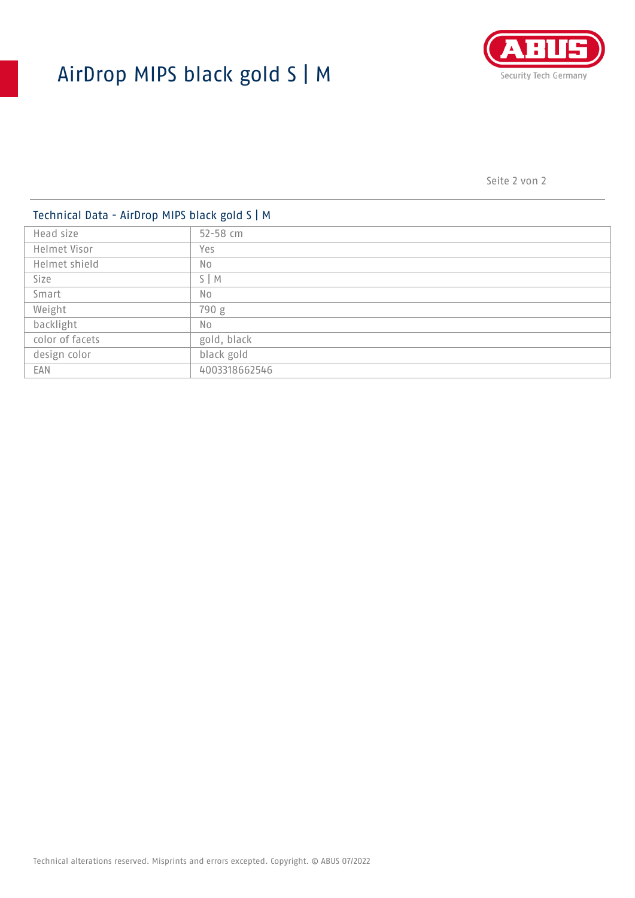# AirDrop MIPS black gold S | M

## Technical Data - AirDrop MIPS black gold S | M

| | |
|---|---|
| Head size | 52-58 cm |
| Helmet Visor | Yes |
| Helmet shield | No |
| Size | S \| M |
| Smart | No |
| Weight | 790 g |
| backlight | No |
| color of facets | gold, black |
| design color | black gold |
| EAN | 4003318662546 |

Technical alterations reserved. Misprints and errors excepted. Copyright. © ABUS 07/2022